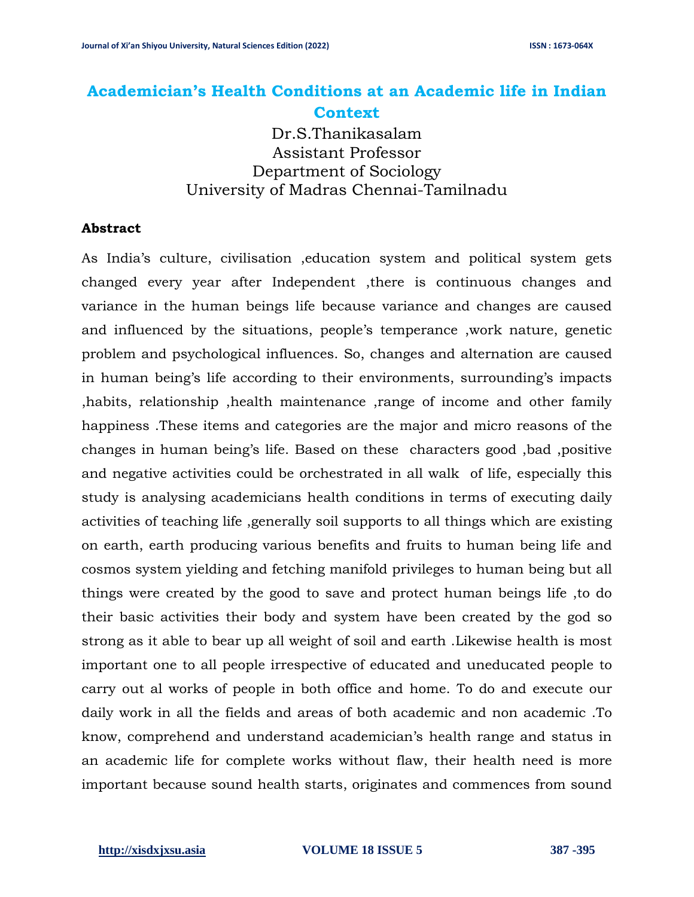# Academician's Health Conditions at an Academic life in Indian Context

Dr.S.Thanikasalam
Assistant Professor
Department of Sociology
University of Madras Chennai-Tamilnadu

## Abstract

As India's culture, civilisation ,education system and political system gets changed every year after Independent ,there is continuous changes and variance in the human beings life because variance and changes are caused and influenced by the situations, people's temperance ,work nature, genetic problem and psychological influences. So, changes and alternation are caused in human being's life according to their environments, surrounding's impacts ,habits, relationship ,health maintenance ,range of income and other family happiness .These items and categories are the major and micro reasons of the changes in human being's life. Based on these characters good ,bad ,positive and negative activities could be orchestrated in all walk of life, especially this study is analysing academicians health conditions in terms of executing daily activities of teaching life ,generally soil supports to all things which are existing on earth, earth producing various benefits and fruits to human being life and cosmos system yielding and fetching manifold privileges to human being but all things were created by the good to save and protect human beings life ,to do their basic activities their body and system have been created by the god so strong as it able to bear up all weight of soil and earth .Likewise health is most important one to all people irrespective of educated and uneducated people to carry out al works of people in both office and home. To do and execute our daily work in all the fields and areas of both academic and non academic .To know, comprehend and understand academician's health range and status in an academic life for complete works without flaw, their health need is more important because sound health starts, originates and commences from sound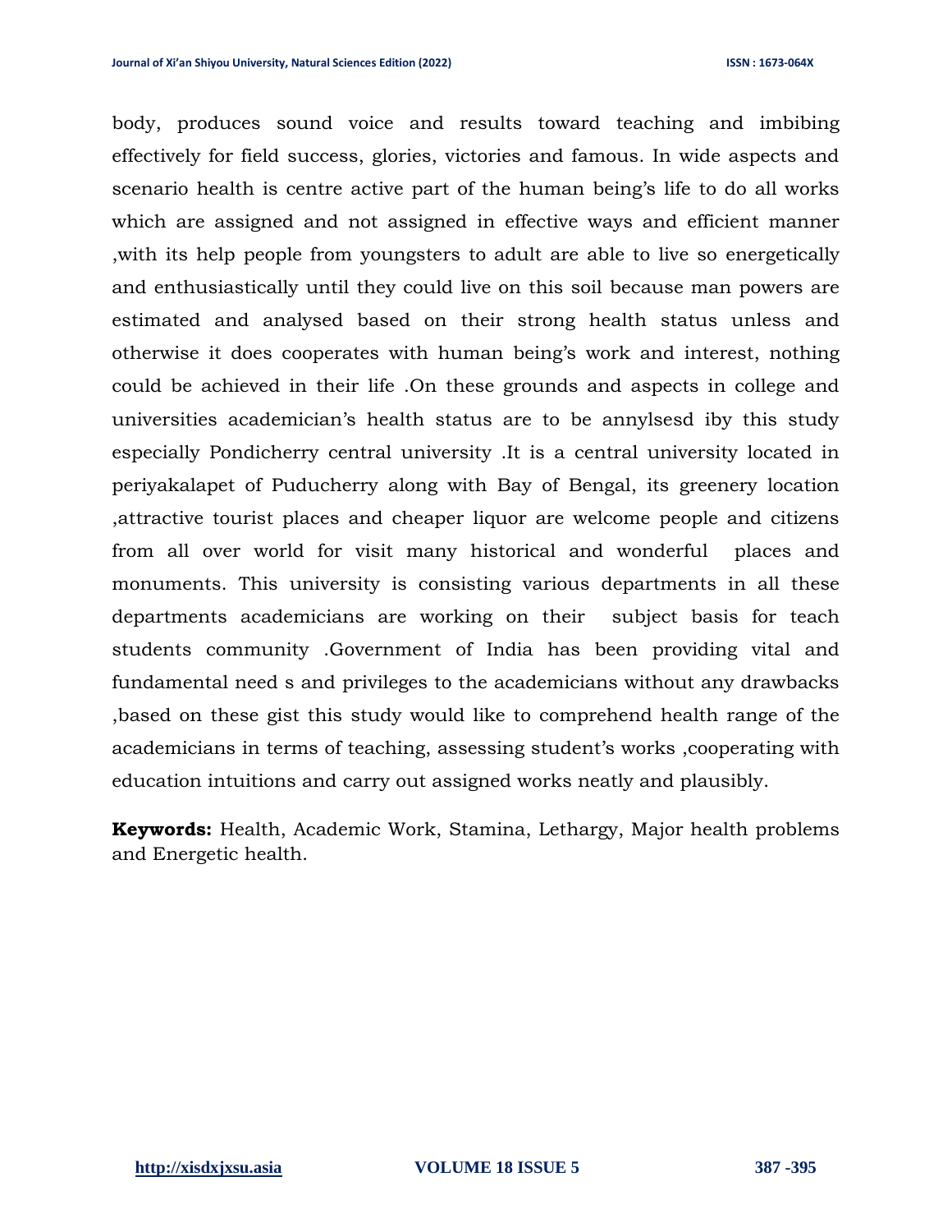body, produces sound voice and results toward teaching and imbibing effectively for field success, glories, victories and famous. In wide aspects and scenario health is centre active part of the human being's life to do all works which are assigned and not assigned in effective ways and efficient manner ,with its help people from youngsters to adult are able to live so energetically and enthusiastically until they could live on this soil because man powers are estimated and analysed based on their strong health status unless and otherwise it does cooperates with human being's work and interest, nothing could be achieved in their life .On these grounds and aspects in college and universities academician's health status are to be annylsesd iby this study especially Pondicherry central university .It is a central university located in periyakalapet of Puducherry along with Bay of Bengal, its greenery location ,attractive tourist places and cheaper liquor are welcome people and citizens from all over world for visit many historical and wonderful places and monuments. This university is consisting various departments in all these departments academicians are working on their subject basis for teach students community .Government of India has been providing vital and fundamental need s and privileges to the academicians without any drawbacks ,based on these gist this study would like to comprehend health range of the academicians in terms of teaching, assessing student's works ,cooperating with education intuitions and carry out assigned works neatly and plausibly.

**Keywords:** Health, Academic Work, Stamina, Lethargy, Major health problems and Energetic health.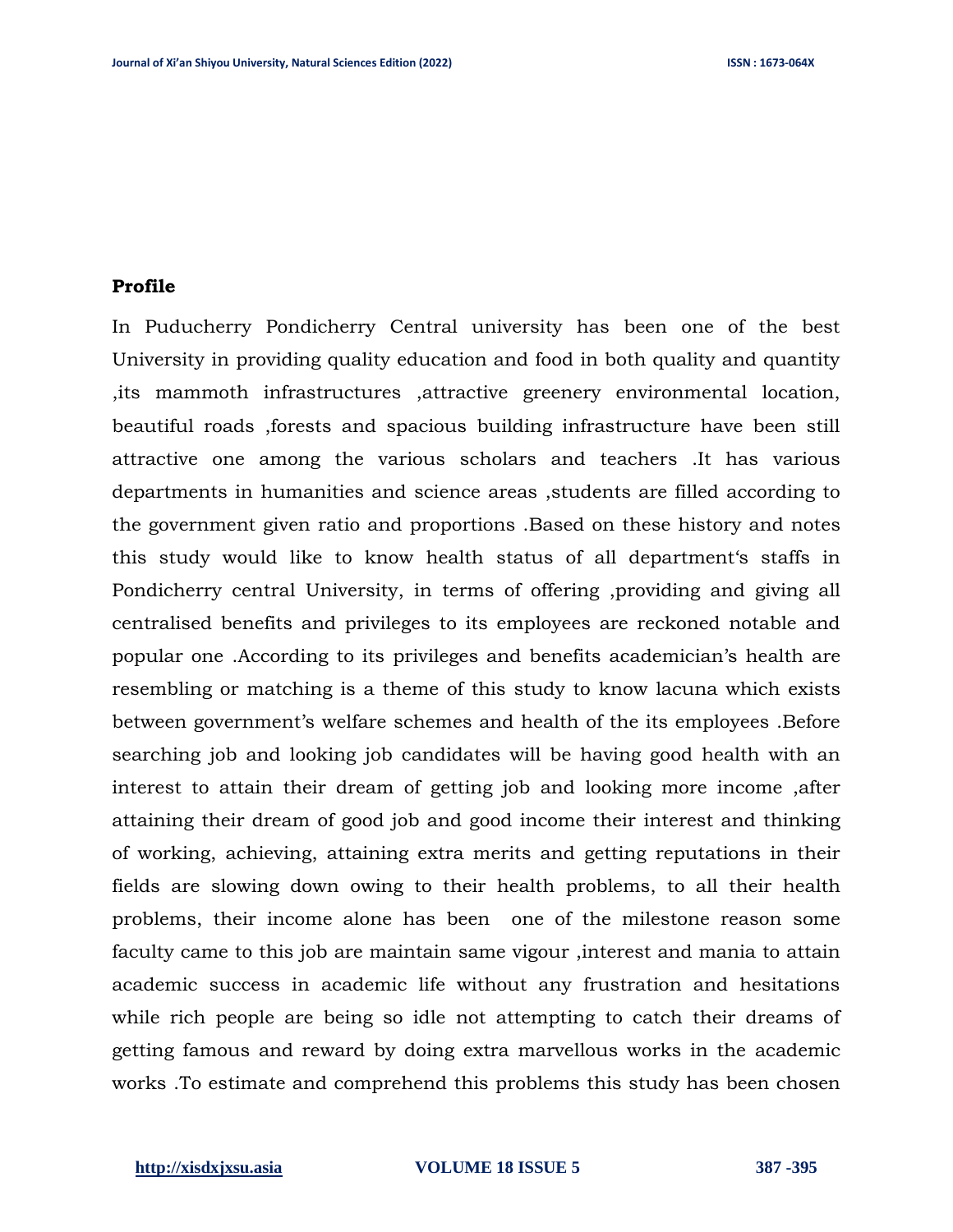**Profile**

In Puducherry Pondicherry Central university has been one of the best University in providing quality education and food in both quality and quantity ,its mammoth infrastructures ,attractive greenery environmental location, beautiful roads ,forests and spacious building infrastructure have been still attractive one among the various scholars and teachers .It has various departments in humanities and science areas ,students are filled according to the government given ratio and proportions .Based on these history and notes this study would like to know health status of all department's staffs in Pondicherry central University, in terms of offering ,providing and giving all centralised benefits and privileges to its employees are reckoned notable and popular one .According to its privileges and benefits academician's health are resembling or matching is a theme of this study to know lacuna which exists between government's welfare schemes and health of the its employees .Before searching job and looking job candidates will be having good health with an interest to attain their dream of getting job and looking more income ,after attaining their dream of good job and good income their interest and thinking of working, achieving, attaining extra merits and getting reputations in their fields are slowing down owing to their health problems, to all their health problems, their income alone has been one of the milestone reason some faculty came to this job are maintain same vigour ,interest and mania to attain academic success in academic life without any frustration and hesitations while rich people are being so idle not attempting to catch their dreams of getting famous and reward by doing extra marvellous works in the academic works .To estimate and comprehend this problems this study has been chosen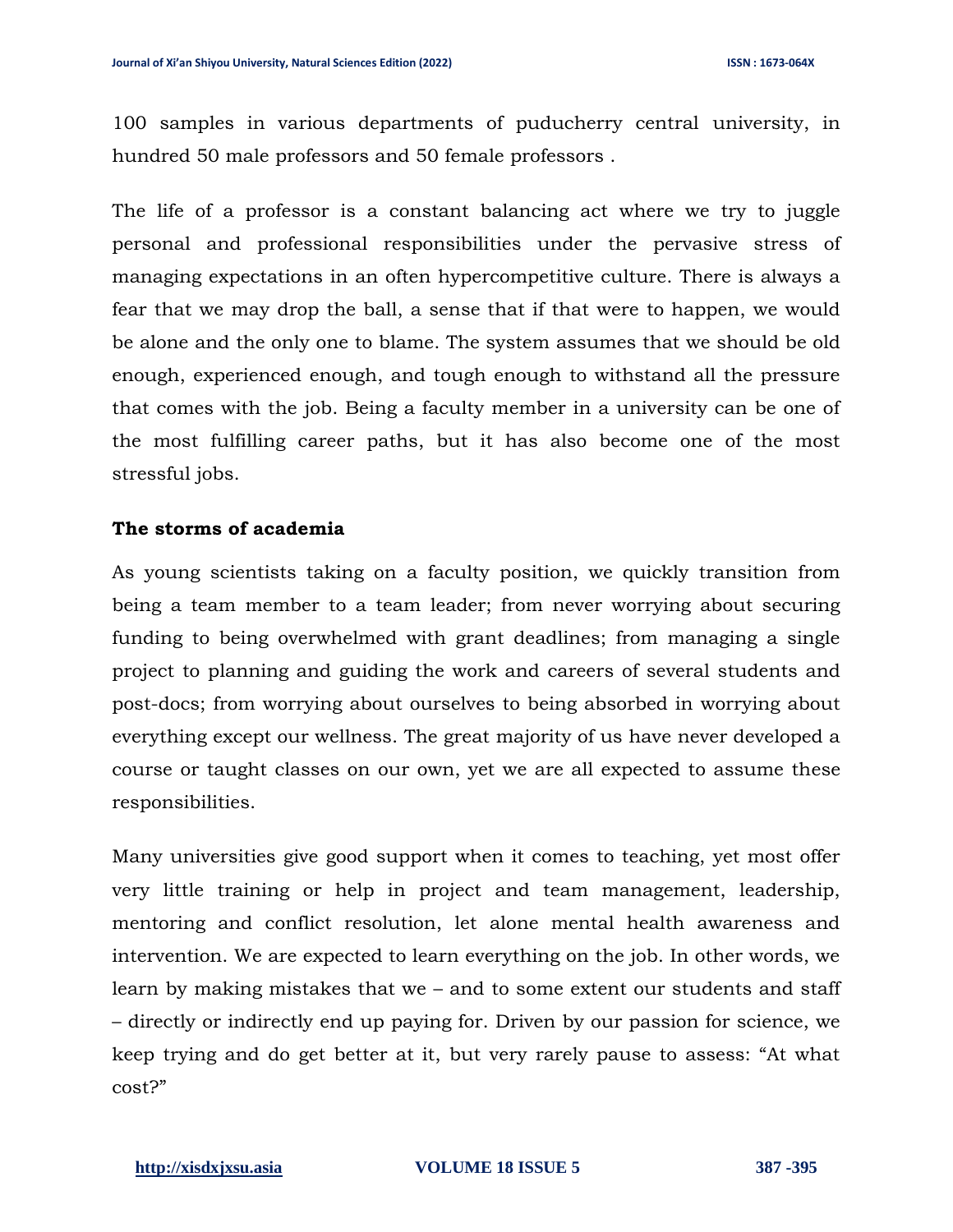100 samples in various departments of puducherry central university, in hundred 50 male professors and 50 female professors .

The life of a professor is a constant balancing act where we try to juggle personal and professional responsibilities under the pervasive stress of managing expectations in an often hypercompetitive culture. There is always a fear that we may drop the ball, a sense that if that were to happen, we would be alone and the only one to blame. The system assumes that we should be old enough, experienced enough, and tough enough to withstand all the pressure that comes with the job. Being a faculty member in a university can be one of the most fulfilling career paths, but it has also become one of the most stressful jobs.

**The storms of academia**

As young scientists taking on a faculty position, we quickly transition from being a team member to a team leader; from never worrying about securing funding to being overwhelmed with grant deadlines; from managing a single project to planning and guiding the work and careers of several students and post-docs; from worrying about ourselves to being absorbed in worrying about everything except our wellness. The great majority of us have never developed a course or taught classes on our own, yet we are all expected to assume these responsibilities.

Many universities give good support when it comes to teaching, yet most offer very little training or help in project and team management, leadership, mentoring and conflict resolution, let alone mental health awareness and intervention. We are expected to learn everything on the job. In other words, we learn by making mistakes that we – and to some extent our students and staff – directly or indirectly end up paying for. Driven by our passion for science, we keep trying and do get better at it, but very rarely pause to assess: "At what cost?"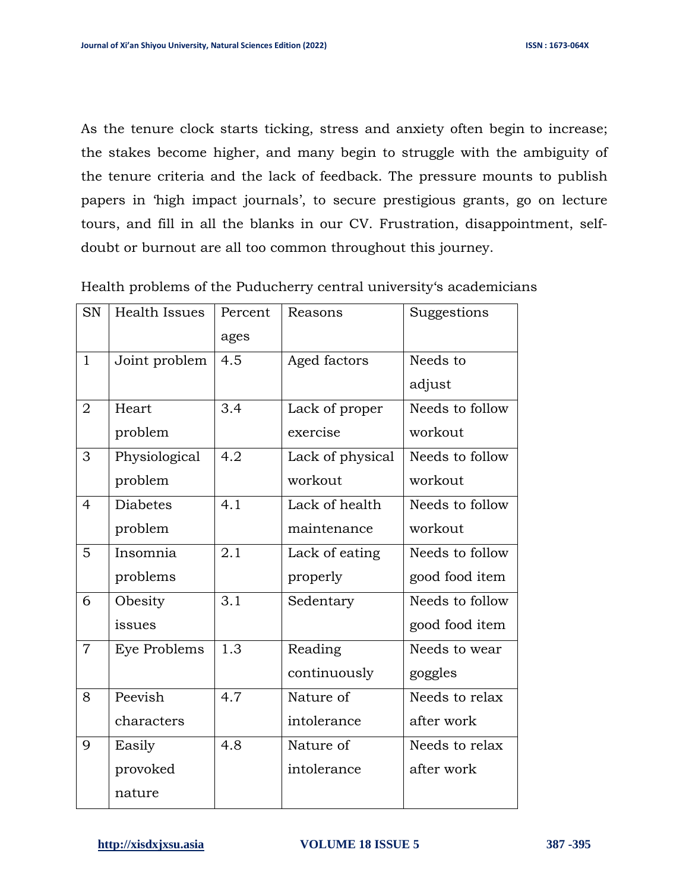As the tenure clock starts ticking, stress and anxiety often begin to increase; the stakes become higher, and many begin to struggle with the ambiguity of the tenure criteria and the lack of feedback. The pressure mounts to publish papers in 'high impact journals', to secure prestigious grants, go on lecture tours, and fill in all the blanks in our CV. Frustration, disappointment, self-doubt or burnout are all too common throughout this journey.

Health problems of the Puducherry central university's academicians

| SN | Health Issues | Percentages | Reasons | Suggestions |
|---|---|---|---|---|
| 1 | Joint problem | 4.5 | Aged factors | Needs to adjust |
| 2 | Heart problem | 3.4 | Lack of proper exercise | Needs to follow workout |
| 3 | Physiological problem | 4.2 | Lack of physical workout | Needs to follow workout |
| 4 | Diabetes problem | 4.1 | Lack of health maintenance | Needs to follow workout |
| 5 | Insomnia problems | 2.1 | Lack of eating properly | Needs to follow good food item |
| 6 | Obesity issues | 3.1 | Sedentary | Needs to follow good food item |
| 7 | Eye Problems | 1.3 | Reading continuously | Needs to wear goggles |
| 8 | Peevish characters | 4.7 | Nature of intolerance | Needs to relax after work |
| 9 | Easily provoked nature | 4.8 | Nature of intolerance | Needs to relax after work |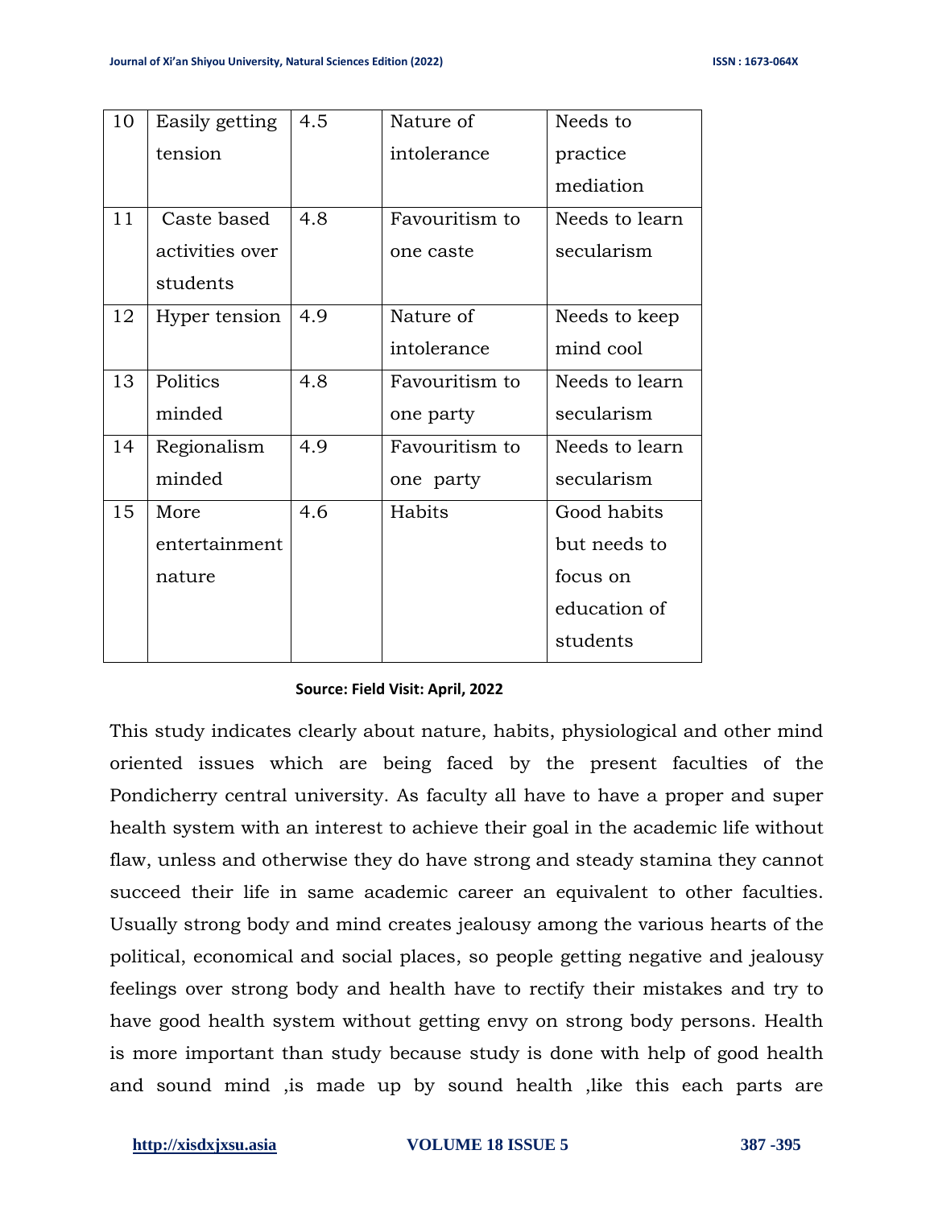| 10 | Easily getting tension | 4.5 | Nature of intolerance | Needs to practice mediation |
|---|---|---|---|---|
| 11 | Caste based activities over students | 4.8 | Favouritism to one caste | Needs to learn secularism |
| 12 | Hyper tension | 4.9 | Nature of intolerance | Needs to keep mind cool |
| 13 | Politics minded | 4.8 | Favouritism to one party | Needs to learn secularism |
| 14 | Regionalism minded | 4.9 | Favouritism to one party | Needs to learn secularism |
| 15 | More entertainment nature | 4.6 | Habits | Good habits but needs to focus on education of students |

**Source: Field Visit: April, 2022**

This study indicates clearly about nature, habits, physiological and other mind oriented issues which are being faced by the present faculties of the Pondicherry central university. As faculty all have to have a proper and super health system with an interest to achieve their goal in the academic life without flaw, unless and otherwise they do have strong and steady stamina they cannot succeed their life in same academic career an equivalent to other faculties. Usually strong body and mind creates jealousy among the various hearts of the political, economical and social places, so people getting negative and jealousy feelings over strong body and health have to rectify their mistakes and try to have good health system without getting envy on strong body persons. Health is more important than study because study is done with help of good health and sound mind ,is made up by sound health ,like this each parts are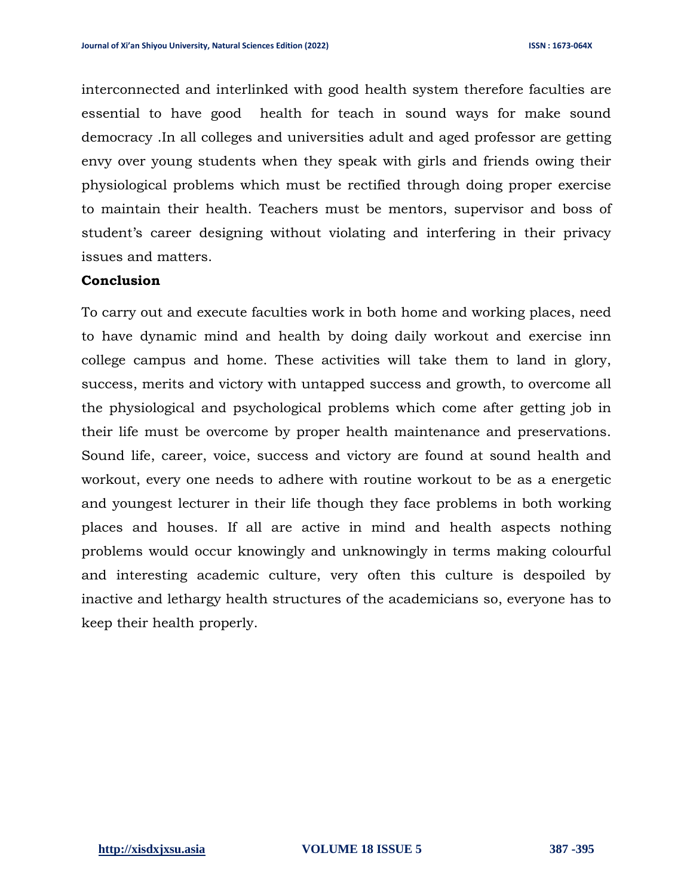interconnected and interlinked with good health system therefore faculties are essential to have good  health for teach in sound ways for make sound democracy .In all colleges and universities adult and aged professor are getting envy over young students when they speak with girls and friends owing their physiological problems which must be rectified through doing proper exercise to maintain their health. Teachers must be mentors, supervisor and boss of student's career designing without violating and interfering in their privacy issues and matters.

## Conclusion

To carry out and execute faculties work in both home and working places, need to have dynamic mind and health by doing daily workout and exercise inn college campus and home. These activities will take them to land in glory, success, merits and victory with untapped success and growth, to overcome all the physiological and psychological problems which come after getting job in their life must be overcome by proper health maintenance and preservations. Sound life, career, voice, success and victory are found at sound health and workout, every one needs to adhere with routine workout to be as a energetic and youngest lecturer in their life though they face problems in both working places and houses. If all are active in mind and health aspects nothing problems would occur knowingly and unknowingly in terms making colourful and interesting academic culture, very often this culture is despoiled by inactive and lethargy health structures of the academicians so, everyone has to keep their health properly.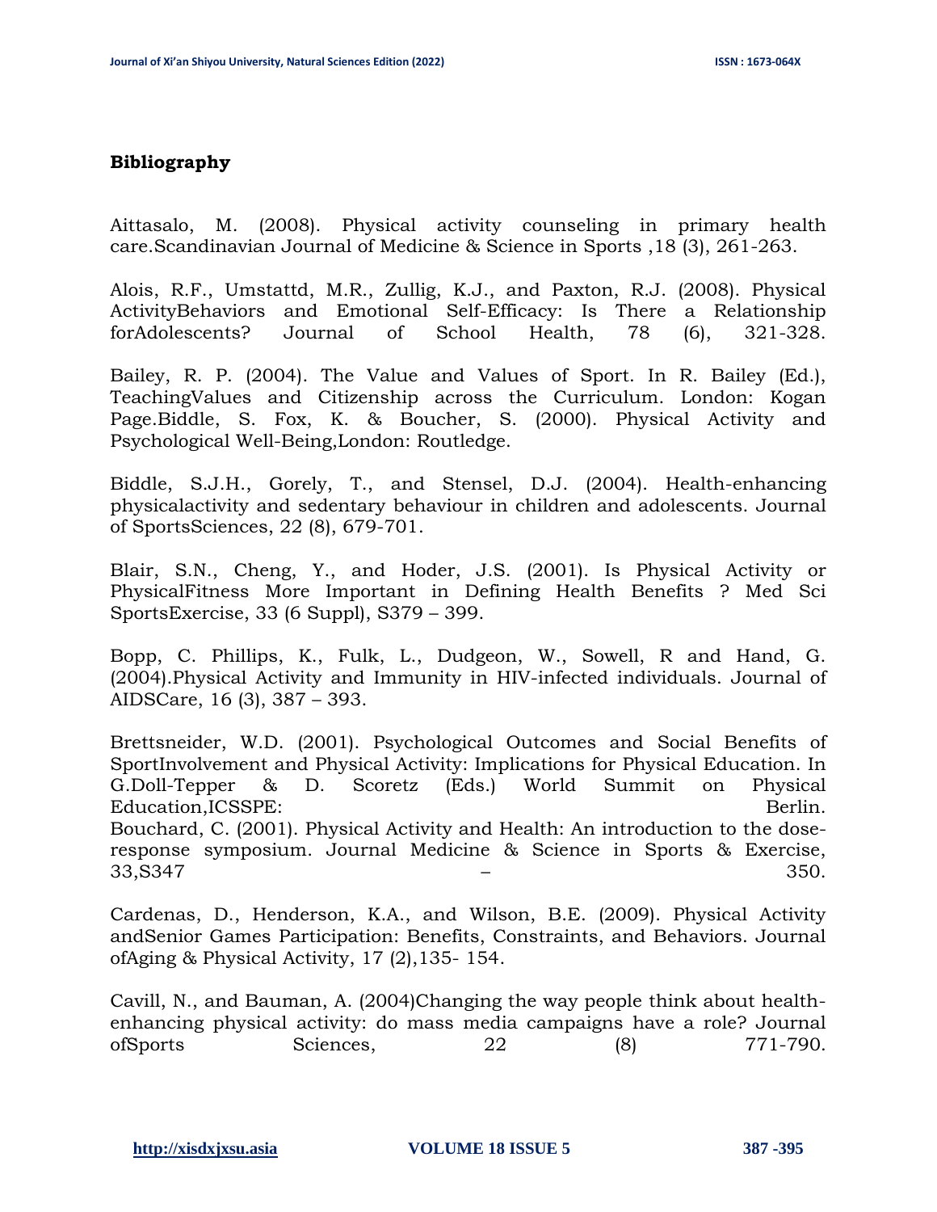## Bibliography

Aittasalo, M. (2008). Physical activity counseling in primary health care.Scandinavian Journal of Medicine & Science in Sports ,18 (3), 261-263.

Alois, R.F., Umstattd, M.R., Zullig, K.J., and Paxton, R.J. (2008). Physical ActivityBehaviors and Emotional Self-Efficacy: Is There a Relationship forAdolescents? Journal of School Health, 78 (6), 321-328.

Bailey, R. P. (2004). The Value and Values of Sport. In R. Bailey (Ed.), TeachingValues and Citizenship across the Curriculum. London: Kogan Page.Biddle, S. Fox, K. & Boucher, S. (2000). Physical Activity and Psychological Well-Being,London: Routledge.

Biddle, S.J.H., Gorely, T., and Stensel, D.J. (2004). Health-enhancing physicalactivity and sedentary behaviour in children and adolescents. Journal of SportsSciences, 22 (8), 679-701.

Blair, S.N., Cheng, Y., and Hoder, J.S. (2001). Is Physical Activity or PhysicalFitness More Important in Defining Health Benefits ? Med Sci SportsExercise, 33 (6 Suppl), S379 – 399.

Bopp, C. Phillips, K., Fulk, L., Dudgeon, W., Sowell, R and Hand, G. (2004).Physical Activity and Immunity in HIV-infected individuals. Journal of AIDSCare, 16 (3), 387 – 393.

Brettsneider, W.D. (2001). Psychological Outcomes and Social Benefits of SportInvolvement and Physical Activity: Implications for Physical Education. In G.Doll-Tepper & D. Scoretz (Eds.) World Summit on Physical Education,ICSSPE: Berlin.

Bouchard, C. (2001). Physical Activity and Health: An introduction to the dose-response symposium. Journal Medicine & Science in Sports & Exercise, 33,S347 – 350.

Cardenas, D., Henderson, K.A., and Wilson, B.E. (2009). Physical Activity andSenior Games Participation: Benefits, Constraints, and Behaviors. Journal ofAging & Physical Activity, 17 (2),135- 154.

Cavill, N., and Bauman, A. (2004)Changing the way people think about health-enhancing physical activity: do mass media campaigns have a role? Journal ofSports Sciences, 22 (8) 771-790.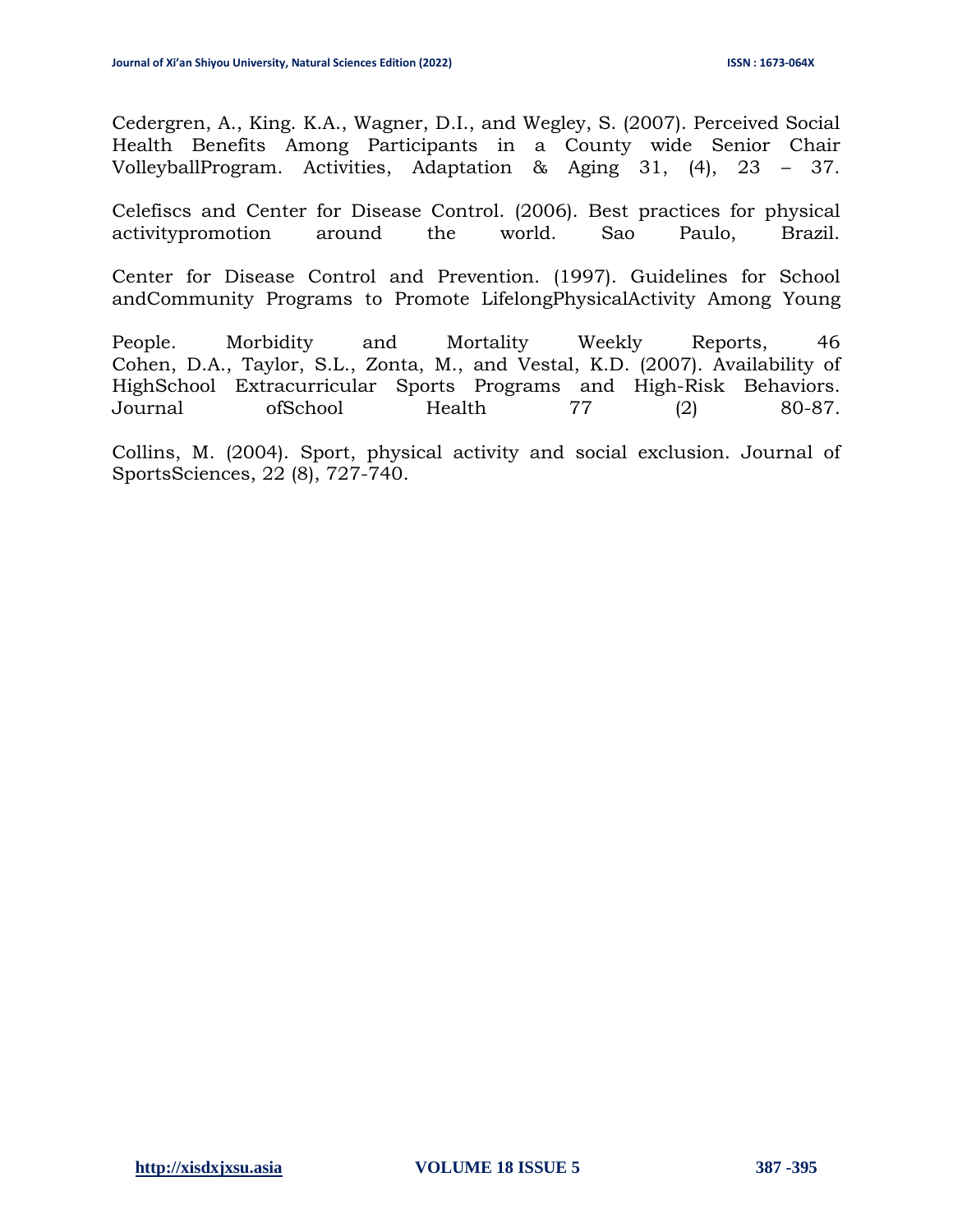Cedergren, A., King. K.A., Wagner, D.I., and Wegley, S. (2007). Perceived Social Health Benefits Among Participants in a County wide Senior Chair VolleyballProgram. Activities, Adaptation & Aging 31, (4), 23 – 37.

Celefiscs and Center for Disease Control. (2006). Best practices for physical activitypromotion around the world. Sao Paulo, Brazil.

Center for Disease Control and Prevention. (1997). Guidelines for School andCommunity Programs to Promote LifelongPhysicalActivity Among Young

People. Morbidity and Mortality Weekly Reports, 46
Cohen, D.A., Taylor, S.L., Zonta, M., and Vestal, K.D. (2007). Availability of HighSchool Extracurricular Sports Programs and High-Risk Behaviors. Journal ofSchool Health 77 (2) 80-87.

Collins, M. (2004). Sport, physical activity and social exclusion. Journal of SportsSciences, 22 (8), 727-740.